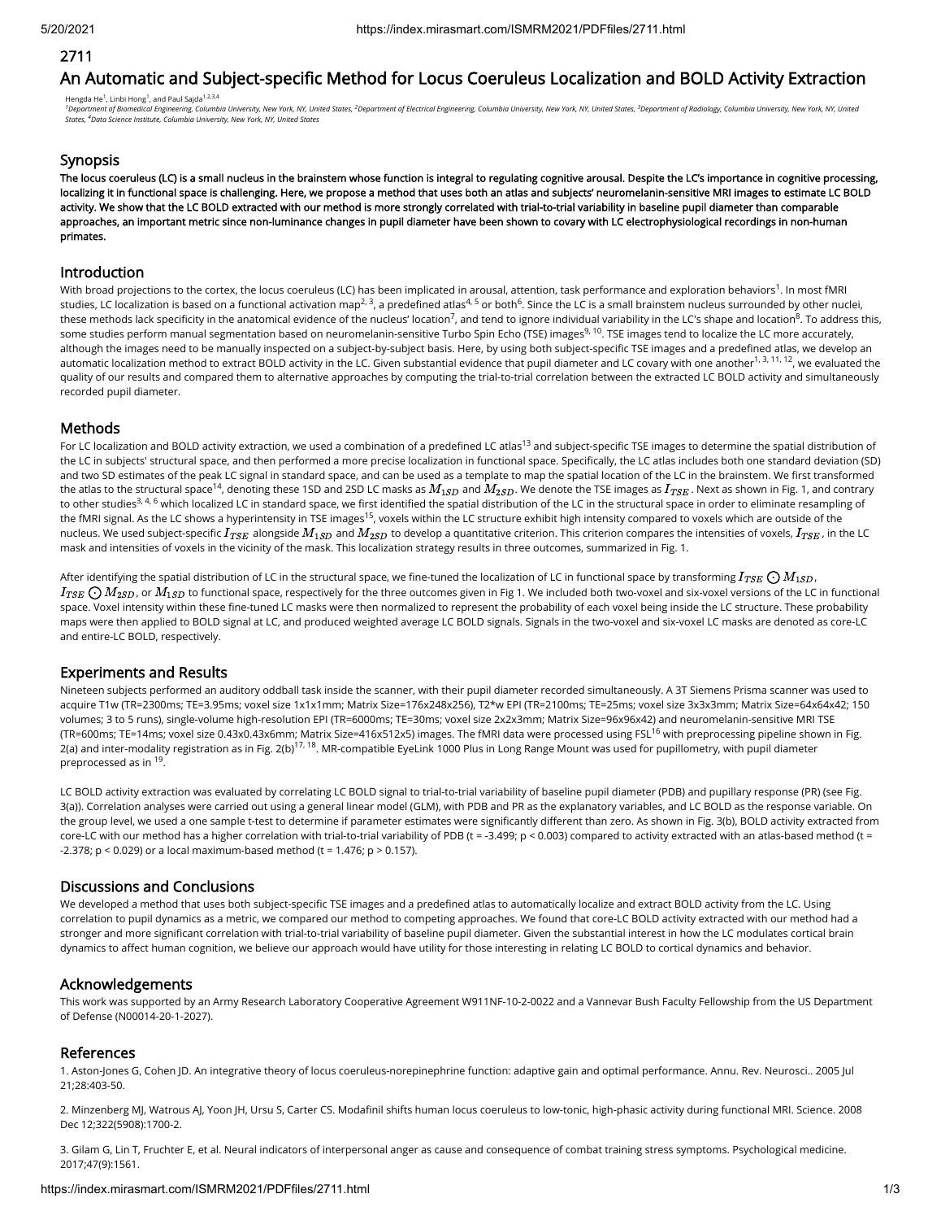2711

# An Automatic and Subject-specific Method for Locus Coeruleus Localization and BOLD Activity Extraction

Hengda He[1], Linbi Hong[1], and Paul Sajda[1,2,3,4]

[1]Department of Biomedical Engineering, Columbia University, New York, NY, United States, [2]Department of Electrical Engineering, Columbia University, New York, NY, United States, [3]Department of Radiology, Columbia University, New York, NY, United States, [4]Data Science Institute, Columbia University, New York, NY, United States

## Synopsis

**The locus coeruleus (LC) is a small nucleus in the brainstem whose function is integral to regulating cognitive arousal. Despite the LC's importance in cognitive processing, localizing it in functional space is challenging. Here, we propose a method that uses both an atlas and subjects' neuromelanin-sensitive MRI images to estimate LC BOLD activity. We show that the LC BOLD extracted with our method is more strongly correlated with trial-to-trial variability in baseline pupil diameter than comparable approaches, an important metric since non-luminance changes in pupil diameter have been shown to covary with LC electrophysiological recordings in non-human primates.**

## Introduction

With broad projections to the cortex, the locus coeruleus (LC) has been implicated in arousal, attention, task performance and exploration behaviors[1]. In most fMRI studies, LC localization is based on a functional activation map[2, 3], a predefined atlas[4, 5] or both[6]. Since the LC is a small brainstem nucleus surrounded by other nuclei, these methods lack specificity in the anatomical evidence of the nucleus' location[7], and tend to ignore individual variability in the LC's shape and location[8]. To address this, some studies perform manual segmentation based on neuromelanin-sensitive Turbo Spin Echo (TSE) images[9, 10]. TSE images tend to localize the LC more accurately, although the images need to be manually inspected on a subject-by-subject basis. Here, by using both subject-specific TSE images and a predefined atlas, we develop an automatic localization method to extract BOLD activity in the LC. Given substantial evidence that pupil diameter and LC covary with one another[1, 3, 11, 12], we evaluated the quality of our results and compared them to alternative approaches by computing the trial-to-trial correlation between the extracted LC BOLD activity and simultaneously recorded pupil diameter.

## Methods

For LC localization and BOLD activity extraction, we used a combination of a predefined LC atlas[13] and subject-specific TSE images to determine the spatial distribution of the LC in subjects' structural space, and then performed a more precise localization in functional space. Specifically, the LC atlas includes both one standard deviation (SD) and two SD estimates of the peak LC signal in standard space, and can be used as a template to map the spatial location of the LC in the brainstem. We first transformed the atlas to the structural space[14], denoting these 1SD and 2SD LC masks as $M_{1SD}$ and $M_{2SD}$. We denote the TSE images as $I_{TSE}$. Next as shown in Fig. 1, and contrary to other studies[3, 4, 6] which localized LC in standard space, we first identified the spatial distribution of the LC in the structural space in order to eliminate resampling of the fMRI signal. As the LC shows a hyperintensity in TSE images[15], voxels within the LC structure exhibit high intensity compared to voxels which are outside of the nucleus. We used subject-specific $I_{TSE}$ alongside $M_{1SD}$ and $M_{2SD}$ to develop a quantitative criterion. This criterion compares the intensities of voxels, $I_{TSE}$, in the LC mask and intensities of voxels in the vicinity of the mask. This localization strategy results in three outcomes, summarized in Fig. 1.

After identifying the spatial distribution of LC in the structural space, we fine-tuned the localization of LC in functional space by transforming $I_{TSE} \odot M_{1SD}$, $I_{TSE} \odot M_{2SD}$, or $M_{1SD}$ to functional space, respectively for the three outcomes given in Fig 1. We included both two-voxel and six-voxel versions of the LC in functional space. Voxel intensity within these fine-tuned LC masks were then normalized to represent the probability of each voxel being inside the LC structure. These probability maps were then applied to BOLD signal at LC, and produced weighted average LC BOLD signals. Signals in the two-voxel and six-voxel LC masks are denoted as core-LC and entire-LC BOLD, respectively.

## Experiments and Results

Nineteen subjects performed an auditory oddball task inside the scanner, with their pupil diameter recorded simultaneously. A 3T Siemens Prisma scanner was used to acquire T1w (TR=2300ms; TE=3.95ms; voxel size 1x1x1mm; Matrix Size=176x248x256), T2*w EPI (TR=2100ms; TE=25ms; voxel size 3x3x3mm; Matrix Size=64x64x42; 150 volumes; 3 to 5 runs), single-volume high-resolution EPI (TR=6000ms; TE=30ms; voxel size 2x2x3mm; Matrix Size=96x96x42) and neuromelanin-sensitive MRI TSE (TR=600ms; TE=14ms; voxel size 0.43x0.43x6mm; Matrix Size=416x512x5) images. The fMRI data were processed using FSL[16] with preprocessing pipeline shown in Fig. 2(a) and inter-modality registration as in Fig. 2(b)[17, 18]. MR-compatible EyeLink 1000 Plus in Long Range Mount was used for pupillometry, with pupil diameter preprocessed as in [19].

LC BOLD activity extraction was evaluated by correlating LC BOLD signal to trial-to-trial variability of baseline pupil diameter (PDB) and pupillary response (PR) (see Fig. 3(a)). Correlation analyses were carried out using a general linear model (GLM), with PDB and PR as the explanatory variables, and LC BOLD as the response variable. On the group level, we used a one sample t-test to determine if parameter estimates were significantly different than zero. As shown in Fig. 3(b), BOLD activity extracted from core-LC with our method has a higher correlation with trial-to-trial variability of PDB ($t = -3.499$; $p < 0.003$) compared to activity extracted with an atlas-based method ($t = -2.378$; $p < 0.029$) or a local maximum-based method ($t = 1.476$; $p > 0.157$).

## Discussions and Conclusions

We developed a method that uses both subject-specific TSE images and a predefined atlas to automatically localize and extract BOLD activity from the LC. Using correlation to pupil dynamics as a metric, we compared our method to competing approaches. We found that core-LC BOLD activity extracted with our method had a stronger and more significant correlation with trial-to-trial variability of baseline pupil diameter. Given the substantial interest in how the LC modulates cortical brain dynamics to affect human cognition, we believe our approach would have utility for those interesting in relating LC BOLD to cortical dynamics and behavior.

## Acknowledgements

This work was supported by an Army Research Laboratory Cooperative Agreement W911NF-10-2-0022 and a Vannevar Bush Faculty Fellowship from the US Department of Defense (N00014-20-1-2027).

## References

1. Aston-Jones G, Cohen JD. An integrative theory of locus coeruleus-norepinephrine function: adaptive gain and optimal performance. Annu. Rev. Neurosci.. 2005 Jul 21;28:403-50.

2. Minzenberg MJ, Watrous AJ, Yoon JH, Ursu S, Carter CS. Modafinil shifts human locus coeruleus to low-tonic, high-phasic activity during functional MRI. Science. 2008 Dec 12;322(5908):1700-2.

3. Gilam G, Lin T, Fruchter E, et al. Neural indicators of interpersonal anger as cause and consequence of combat training stress symptoms. Psychological medicine. 2017;47(9):1561.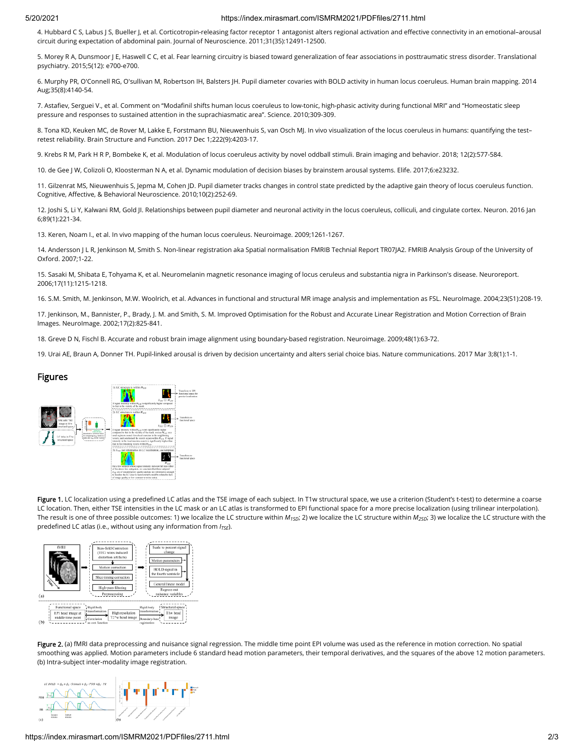4. Hubbard C S, Labus J S, Bueller J, et al. Corticotropin-releasing factor receptor 1 antagonist alters regional activation and effective connectivity in an emotional–arousal circuit during expectation of abdominal pain. Journal of Neuroscience. 2011;31(35):12491-12500.

5. Morey R A, Dunsmoor J E, Haswell C C, et al. Fear learning circuitry is biased toward generalization of fear associations in posttraumatic stress disorder. Translational psychiatry. 2015;5(12): e700-e700.

6. Murphy PR, O'Connell RG, O'sullivan M, Robertson IH, Balsters JH. Pupil diameter covaries with BOLD activity in human locus coeruleus. Human brain mapping. 2014 Aug;35(8):4140-54.

7. Astafiev, Serguei V., et al. Comment on "Modafinil shifts human locus coeruleus to low-tonic, high-phasic activity during functional MRI" and "Homeostatic sleep pressure and responses to sustained attention in the suprachiasmatic area". Science. 2010;309-309.

8. Tona KD, Keuken MC, de Rover M, Lakke E, Forstmann BU, Nieuwenhuis S, van Osch MJ. In vivo visualization of the locus coeruleus in humans: quantifying the test–retest reliability. Brain Structure and Function. 2017 Dec 1;222(9):4203-17.

9. Krebs R M, Park H R P, Bombeke K, et al. Modulation of locus coeruleus activity by novel oddball stimuli. Brain imaging and behavior. 2018; 12(2):577-584.

10. de Gee J W, Colizoli O, Kloosterman N A, et al. Dynamic modulation of decision biases by brainstem arousal systems. Elife. 2017;6:e23232.

11. Gilzenrat MS, Nieuwenhuis S, Jepma M, Cohen JD. Pupil diameter tracks changes in control state predicted by the adaptive gain theory of locus coeruleus function. Cognitive, Affective, & Behavioral Neuroscience. 2010;10(2):252-69.

12. Joshi S, Li Y, Kalwani RM, Gold JI. Relationships between pupil diameter and neuronal activity in the locus coeruleus, colliculi, and cingulate cortex. Neuron. 2016 Jan 6;89(1):221-34.

13. Keren, Noam I., et al. In vivo mapping of the human locus coeruleus. Neuroimage. 2009;1261-1267.

14. Andersson J L R, Jenkinson M, Smith S. Non-linear registration aka Spatial normalisation FMRIB Technial Report TR07JA2. FMRIB Analysis Group of the University of Oxford. 2007;1-22.

15. Sasaki M, Shibata E, Tohyama K, et al. Neuromelanin magnetic resonance imaging of locus ceruleus and substantia nigra in Parkinson's disease. Neuroreport. 2006;17(11):1215-1218.

16. S.M. Smith, M. Jenkinson, M.W. Woolrich, et al. Advances in functional and structural MR image analysis and implementation as FSL. NeuroImage. 2004;23(S1):208-19.

17. Jenkinson, M., Bannister, P., Brady, J. M. and Smith, S. M. Improved Optimisation for the Robust and Accurate Linear Registration and Motion Correction of Brain Images. NeuroImage. 2002;17(2):825-841.

18. Greve D N, Fischl B. Accurate and robust brain image alignment using boundary-based registration. Neuroimage. 2009;48(1):63-72.

19. Urai AE, Braun A, Donner TH. Pupil-linked arousal is driven by decision uncertainty and alters serial choice bias. Nature communications. 2017 Mar 3;8(1):1-1.

## Figures

**Figure 1.** LC localization using a predefined LC atlas and the TSE image of each subject. In T1w structural space, we use a criterion (Student's t-test) to determine a coarse LC location. Then, either TSE intensities in the LC mask or an LC atlas is transformed to EPI functional space for a more precise localization (using trilinear interpolation). The result is one of three possible outcomes: 1) we localize the LC structure within $M_{1SD}$; 2) we localize the LC structure within $M_{2SD}$; 3) we localize the LC structure with the predefined LC atlas (i.e., without using any information from $I_{TSE}$).

**Figure 2.** (a) fMRI data preprocessing and nuisance signal regression. The middle time point EPI volume was used as the reference in motion correction. No spatial smoothing was applied. Motion parameters include 6 standard head motion parameters, their temporal derivatives, and the squares of the above 12 motion parameters. (b) Intra-subject inter-modality image registration.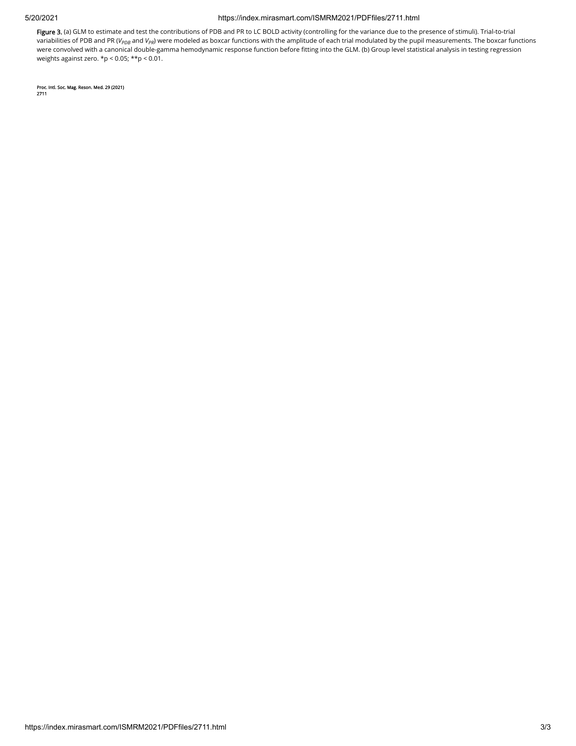**Figure 3.** (a) GLM to estimate and test the contributions of PDB and PR to LC BOLD activity (controlling for the variance due to the presence of stimuli). Trial-to-trial variabilities of PDB and PR ($V_{PDB}$ and $V_{PR}$) were modeled as boxcar functions with the amplitude of each trial modulated by the pupil measurements. The boxcar functions were convolved with a canonical double-gamma hemodynamic response function before fitting into the GLM. (b) Group level statistical analysis in testing regression weights against zero. *$p < 0.05$; **$p < 0.01$.

Proc. Intl. Soc. Mag. Reson. Med. 29 (2021)
2711